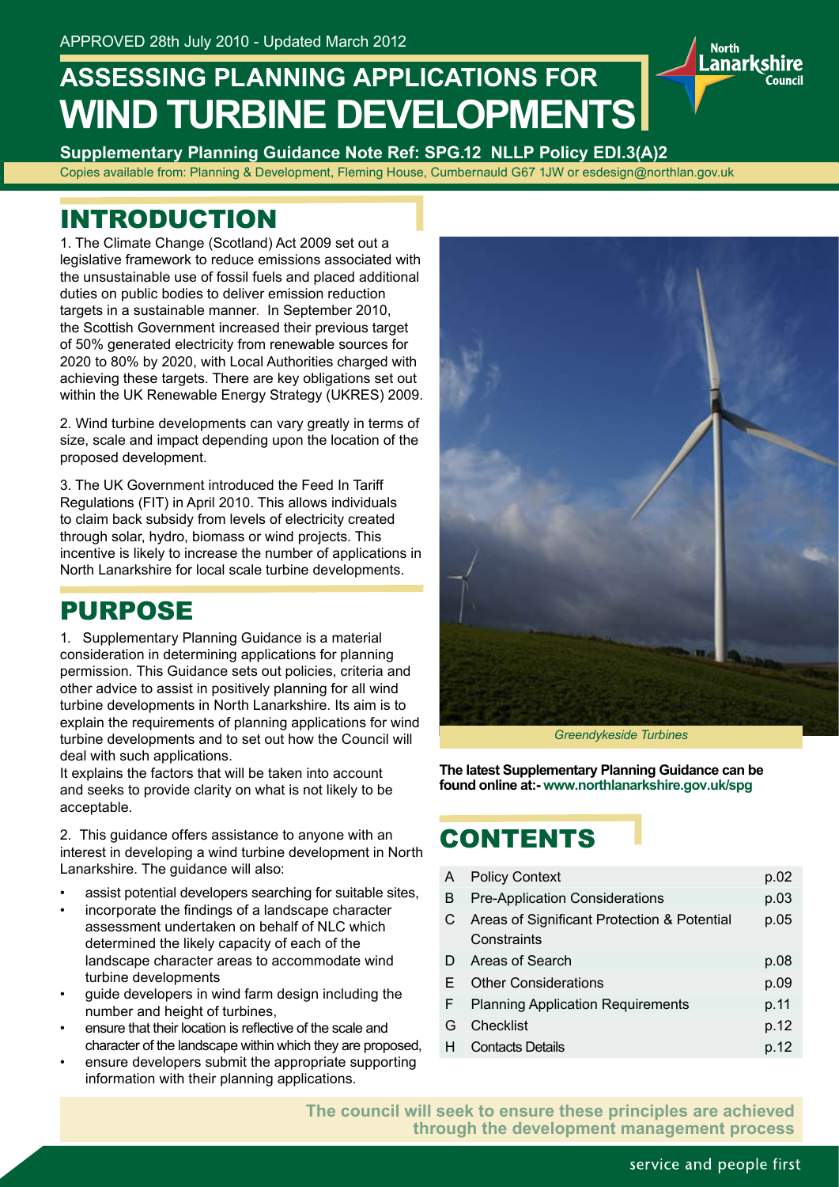APPROVED 28th July 2010 - Updated March 2012

# ASSESSING PLANNING APPLICATIONS FOR WIND TURBINE DEVELOPMENTS

**Supplementary Planning Guidance Note Ref: SPG.12 NLLP Policy EDI.3(A)2**

Copies available from: Planning & Development, Fleming House, Cumbernauld G67 1JW or esdesign@northlan.gov.uk

## INTRODUCTION

1. The Climate Change (Scotland) Act 2009 set out a legislative framework to reduce emissions associated with the unsustainable use of fossil fuels and placed additional duties on public bodies to deliver emission reduction targets in a sustainable manner. In September 2010, the Scottish Government increased their previous target of 50% generated electricity from renewable sources for 2020 to 80% by 2020, with Local Authorities charged with achieving these targets. There are key obligations set out within the UK Renewable Energy Strategy (UKRES) 2009.

2. Wind turbine developments can vary greatly in terms of size, scale and impact depending upon the location of the proposed development.

3. The UK Government introduced the Feed In Tariff Regulations (FIT) in April 2010. This allows individuals to claim back subsidy from levels of electricity created through solar, hydro, biomass or wind projects. This incentive is likely to increase the number of applications in North Lanarkshire for local scale turbine developments.

## PURPOSE

1. Supplementary Planning Guidance is a material consideration in determining applications for planning permission. This Guidance sets out policies, criteria and other advice to assist in positively planning for all wind turbine developments in North Lanarkshire. Its aim is to explain the requirements of planning applications for wind turbine developments and to set out how the Council will deal with such applications.

It explains the factors that will be taken into account and seeks to provide clarity on what is not likely to be acceptable.

2. This guidance offers assistance to anyone with an interest in developing a wind turbine development in North Lanarkshire. The guidance will also:

- assist potential developers searching for suitable sites,
- incorporate the findings of a landscape character assessment undertaken on behalf of NLC which determined the likely capacity of each of the landscape character areas to accommodate wind turbine developments
- guide developers in wind farm design including the number and height of turbines,
- ensure that their location is reflective of the scale and character of the landscape within which they are proposed,
- ensure developers submit the appropriate supporting information with their planning applications.

*Greendykeside Turbines*

**The latest Supplementary Planning Guidance can be found online at:- www.northlanarkshire.gov.uk/spg**

## CONTENTS

| | | |
|---|---|---|
| A | Policy Context | p.02 |
| B | Pre-Application Considerations | p.03 |
| C | Areas of Significant Protection & Potential Constraints | p.05 |
| D | Areas of Search | p.08 |
| E | Other Considerations | p.09 |
| F | Planning Application Requirements | p.11 |
| G | Checklist | p.12 |
| H | Contacts Details | p.12 |

**The council will seek to ensure these principles are achieved through the development management process**

service and people first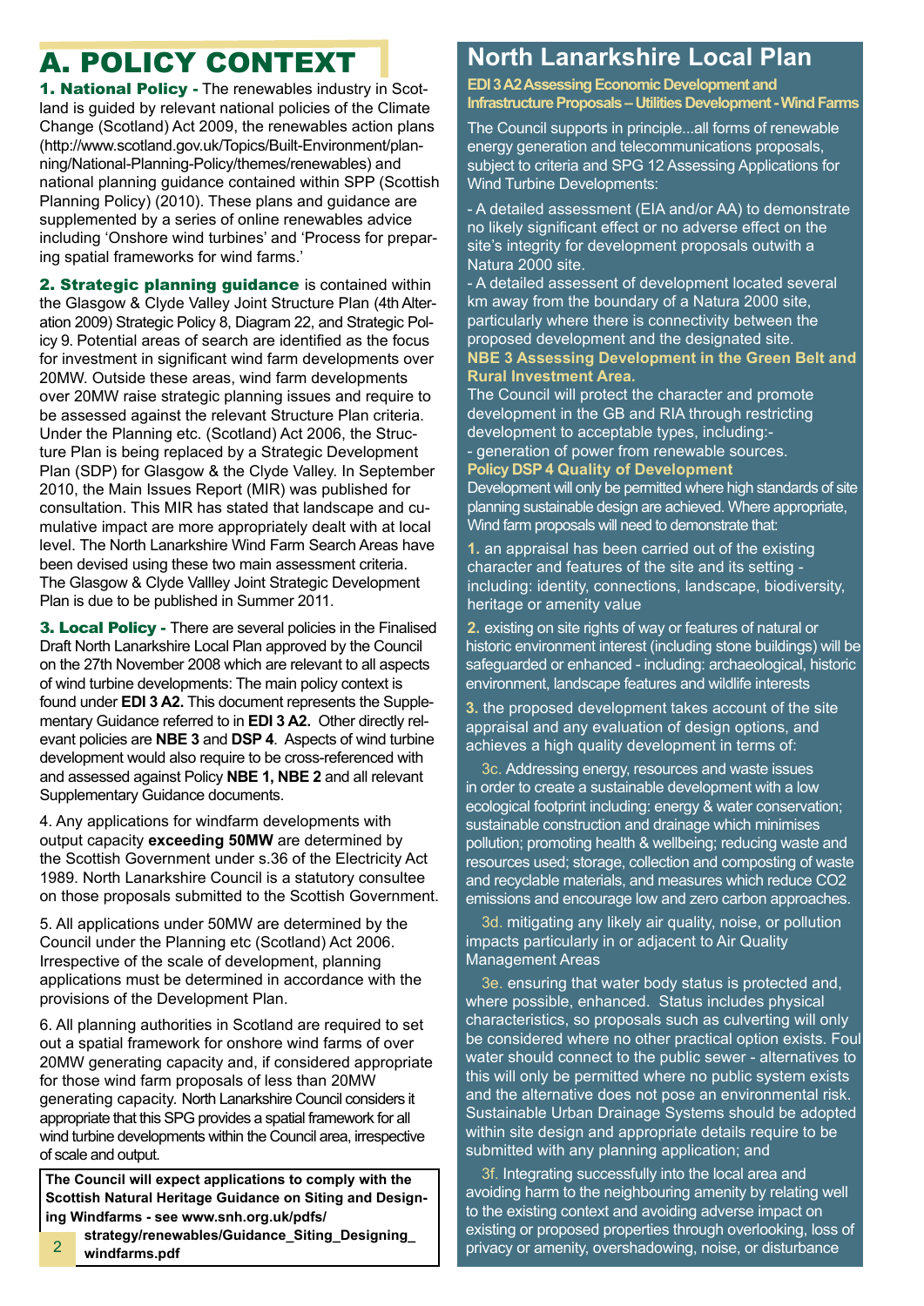# A. POLICY CONTEXT

**1. National Policy -** The renewables industry in Scotland is guided by relevant national policies of the Climate Change (Scotland) Act 2009, the renewables action plans (http://www.scotland.gov.uk/Topics/Built-Environment/planning/National-Planning-Policy/themes/renewables) and national planning guidance contained within SPP (Scottish Planning Policy) (2010). These plans and guidance are supplemented by a series of online renewables advice including 'Onshore wind turbines' and 'Process for preparing spatial frameworks for wind farms.'

**2. Strategic planning guidance** is contained within the Glasgow & Clyde Valley Joint Structure Plan (4th Alteration 2009) Strategic Policy 8, Diagram 22, and Strategic Policy 9. Potential areas of search are identified as the focus for investment in significant wind farm developments over 20MW. Outside these areas, wind farm developments over 20MW raise strategic planning issues and require to be assessed against the relevant Structure Plan criteria. Under the Planning etc. (Scotland) Act 2006, the Structure Plan is being replaced by a Strategic Development Plan (SDP) for Glasgow & the Clyde Valley. In September 2010, the Main Issues Report (MIR) was published for consultation. This MIR has stated that landscape and cumulative impact are more appropriately dealt with at local level. The North Lanarkshire Wind Farm Search Areas have been devised using these two main assessment criteria. The Glasgow & Clyde Vallley Joint Strategic Development Plan is due to be published in Summer 2011.

**3. Local Policy -** There are several policies in the Finalised Draft North Lanarkshire Local Plan approved by the Council on the 27th November 2008 which are relevant to all aspects of wind turbine developments: The main policy context is found under **EDI 3 A2.** This document represents the Supplementary Guidance referred to in **EDI 3 A2.** Other directly relevant policies are **NBE 3** and **DSP 4**. Aspects of wind turbine development would also require to be cross-referenced with and assessed against Policy **NBE 1, NBE 2** and all relevant Supplementary Guidance documents.

4. Any applications for windfarm developments with output capacity **exceeding 50MW** are determined by the Scottish Government under s.36 of the Electricity Act 1989. North Lanarkshire Council is a statutory consultee on those proposals submitted to the Scottish Government.

5. All applications under 50MW are determined by the Council under the Planning etc (Scotland) Act 2006. Irrespective of the scale of development, planning applications must be determined in accordance with the provisions of the Development Plan.

6. All planning authorities in Scotland are required to set out a spatial framework for onshore wind farms of over 20MW generating capacity and, if considered appropriate for those wind farm proposals of less than 20MW generating capacity. North Lanarkshire Council considers it appropriate that this SPG provides a spatial framework for all wind turbine developments within the Council area, irrespective of scale and output.

**The Council will expect applications to comply with the Scottish Natural Heritage Guidance on Siting and Designing Windfarms - see www.snh.org.uk/pdfs/strategy/renewables/Guidance_Siting_Designing_windfarms.pdf**

## North Lanarkshire Local Plan

**EDI 3 A2 Assessing Economic Development and Infrastructure Proposals – Utilities Development - Wind Farms**

The Council supports in principle...all forms of renewable energy generation and telecommunications proposals, subject to criteria and SPG 12 Assessing Applications for Wind Turbine Developments:

- A detailed assessment (EIA and/or AA) to demonstrate no likely significant effect or no adverse effect on the site's integrity for development proposals outwith a Natura 2000 site.
- A detailed assesent of development located several km away from the boundary of a Natura 2000 site, particularly where there is connectivity between the proposed development and the designated site.

**NBE 3 Assessing Development in the Green Belt and Rural Investment Area.**

The Council will protect the character and promote development in the GB and RIA through restricting development to acceptable types, including:-
- generation of power from renewable sources.

**Policy DSP 4 Quality of Development**

Development will only be permitted where high standards of site planning sustainable design are achieved. Where appropriate, Wind farm proposals will need to demonstrate that:

1. an appraisal has been carried out of the existing character and features of the site and its setting - including: identity, connections, landscape, biodiversity, heritage or amenity value

2. existing on site rights of way or features of natural or historic environment interest (including stone buildings) will be safeguarded or enhanced - including: archaeological, historic environment, landscape features and wildlife interests

3. the proposed development takes account of the site appraisal and any evaluation of design options, and achieves a high quality development in terms of:

3c. Addressing energy, resources and waste issues in order to create a sustainable development with a low ecological footprint including: energy & water conservation; sustainable construction and drainage which minimises pollution; promoting health & wellbeing; reducing waste and resources used; storage, collection and composting of waste and recyclable materials, and measures which reduce $CO_2$ emissions and encourage low and zero carbon approaches.

3d. mitigating any likely air quality, noise, or pollution impacts particularly in or adjacent to Air Quality Management Areas

3e. ensuring that water body status is protected and, where possible, enhanced. Status includes physical characteristics, so proposals such as culverting will only be considered where no other practical option exists. Foul water should connect to the public sewer - alternatives to this will only be permitted where no public system exists and the alternative does not pose an environmental risk. Sustainable Urban Drainage Systems should be adopted within site design and appropriate details require to be submitted with any planning application; and

3f. Integrating successfully into the local area and avoiding harm to the neighbouring amenity by relating well to the existing context and avoiding adverse impact on existing or proposed properties through overlooking, loss of privacy or amenity, overshadowing, noise, or disturbance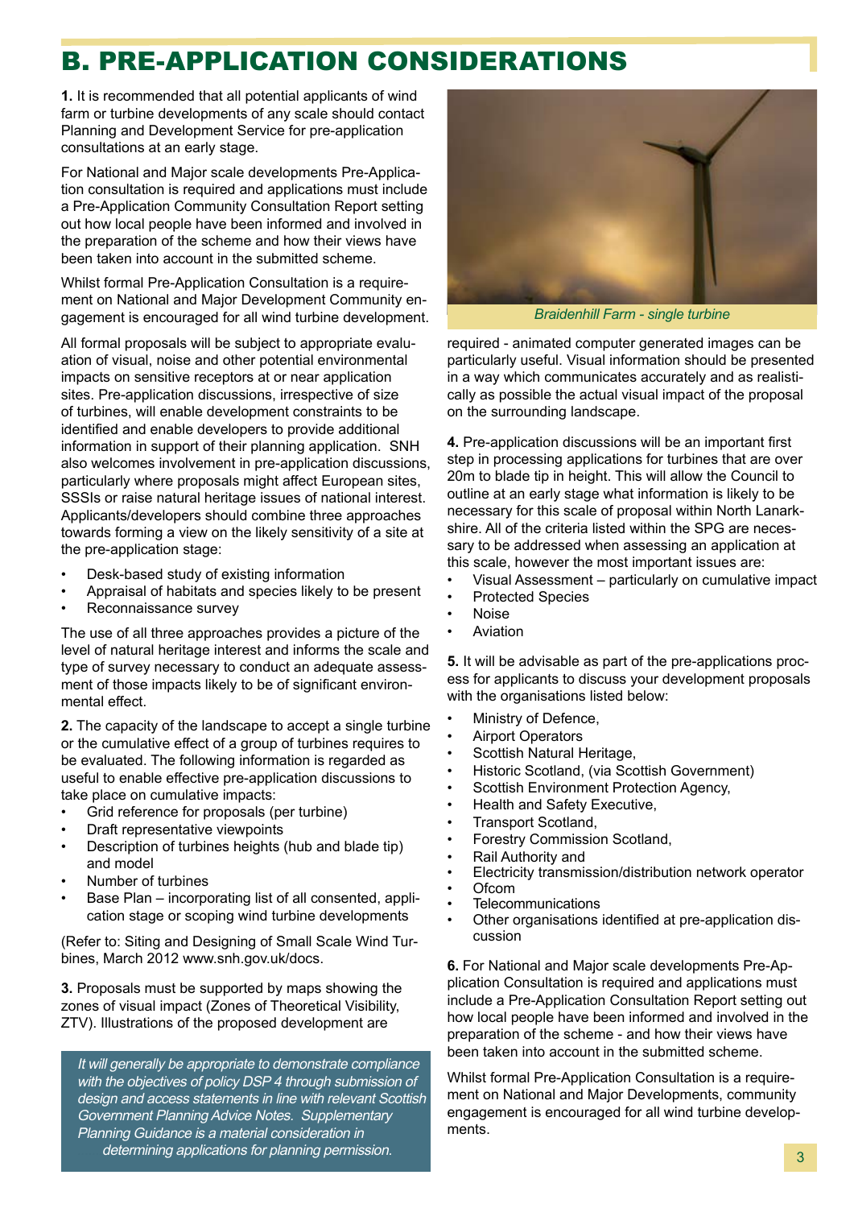# B. PRE-APPLICATION CONSIDERATIONS

**1.** It is recommended that all potential applicants of wind farm or turbine developments of any scale should contact Planning and Development Service for pre-application consultations at an early stage.

For National and Major scale developments Pre-Application consultation is required and applications must include a Pre-Application Community Consultation Report setting out how local people have been informed and involved in the preparation of the scheme and how their views have been taken into account in the submitted scheme.

Whilst formal Pre-Application Consultation is a requirement on National and Major Development Community engagement is encouraged for all wind turbine development.

All formal proposals will be subject to appropriate evaluation of visual, noise and other potential environmental impacts on sensitive receptors at or near application sites. Pre-application discussions, irrespective of size of turbines, will enable development constraints to be identified and enable developers to provide additional information in support of their planning application. SNH also welcomes involvement in pre-application discussions, particularly where proposals might affect European sites, SSSIs or raise natural heritage issues of national interest. Applicants/developers should combine three approaches towards forming a view on the likely sensitivity of a site at the pre-application stage:

- Desk-based study of existing information
- Appraisal of habitats and species likely to be present
- Reconnaissance survey

The use of all three approaches provides a picture of the level of natural heritage interest and informs the scale and type of survey necessary to conduct an adequate assessment of those impacts likely to be of significant environmental effect.

**2.** The capacity of the landscape to accept a single turbine or the cumulative effect of a group of turbines requires to be evaluated. The following information is regarded as useful to enable effective pre-application discussions to take place on cumulative impacts:

- Grid reference for proposals (per turbine)
- Draft representative viewpoints
- Description of turbines heights (hub and blade tip) and model
- Number of turbines
- Base Plan – incorporating list of all consented, application stage or scoping wind turbine developments

(Refer to: Siting and Designing of Small Scale Wind Turbines, March 2012 www.snh.gov.uk/docs.

**3.** Proposals must be supported by maps showing the zones of visual impact (Zones of Theoretical Visibility, ZTV). Illustrations of the proposed development are required - animated computer generated images can be particularly useful. Visual information should be presented in a way which communicates accurately and as realistically as possible the actual visual impact of the proposal on the surrounding landscape.

*It will generally be appropriate to demonstrate compliance with the objectives of policy DSP 4 through submission of design and access statements in line with relevant Scottish Government Planning Advice Notes. Supplementary Planning Guidance is a material consideration in determining applications for planning permission.*

*Braidenhill Farm - single turbine*

**4.** Pre-application discussions will be an important first step in processing applications for turbines that are over 20m to blade tip in height. This will allow the Council to outline at an early stage what information is likely to be necessary for this scale of proposal within North Lanarkshire. All of the criteria listed within the SPG are necessary to be addressed when assessing an application at this scale, however the most important issues are:

- Visual Assessment – particularly on cumulative impact
- Protected Species
- Noise
- Aviation

**5.** It will be advisable as part of the pre-applications process for applicants to discuss your development proposals with the organisations listed below:

- Ministry of Defence,
- Airport Operators
- Scottish Natural Heritage,
- Historic Scotland, (via Scottish Government)
- Scottish Environment Protection Agency,
- Health and Safety Executive,
- Transport Scotland,
- Forestry Commission Scotland,
- Rail Authority and
- Electricity transmission/distribution network operator
- Ofcom
- Telecommunications
- Other organisations identified at pre-application discussion

**6.** For National and Major scale developments Pre-Application Consultation is required and applications must include a Pre-Application Consultation Report setting out how local people have been informed and involved in the preparation of the scheme - and how their views have been taken into account in the submitted scheme.

Whilst formal Pre-Application Consultation is a requirement on National and Major Developments, community engagement is encouraged for all wind turbine developments.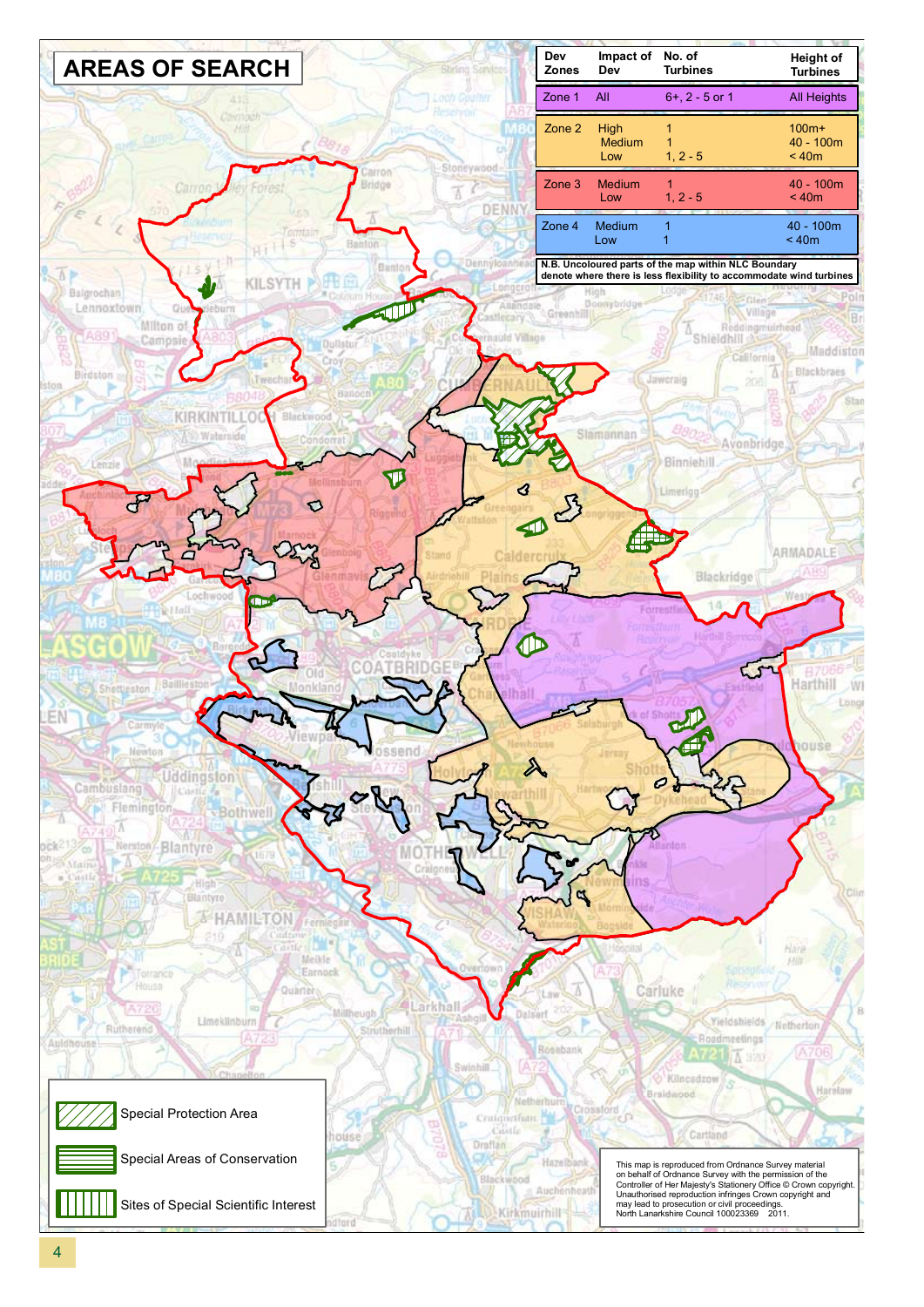# AREAS OF SEARCH

| Dev Zones | Impact of Dev | No. of Turbines | Height of Turbines |
|---|---|---|---|
| Zone 1 | All | 6+, 2 - 5 or 1 | All Heights |
| Zone 2 | High<br>Medium<br>Low | 1<br>1<br>1, 2 - 5 | 100m+<br>40 - 100m<br>< 40m |
| Zone 3 | Medium<br>Low | 1<br>1, 2 - 5 | 40 - 100m<br>< 40m |
| Zone 4 | Medium<br>Low | 1<br>1 | 40 - 100m<br>< 40m |

**N.B. Uncoloured parts of the map within NLC Boundary denote where there is less flexibility to accommodate wind turbines**

- Special Protection Area
- Special Areas of Conservation
- Sites of Special Scientific Interest

This map is reproduced from Ordnance Survey material on behalf of Ordnance Survey with the permission of the Controller of Her Majesty's Stationery Office © Crown copyright. Unauthorised reproduction infringes Crown copyright and may lead to prosecution or civil proceedings. North Lanarkshire Council 100023369 2011.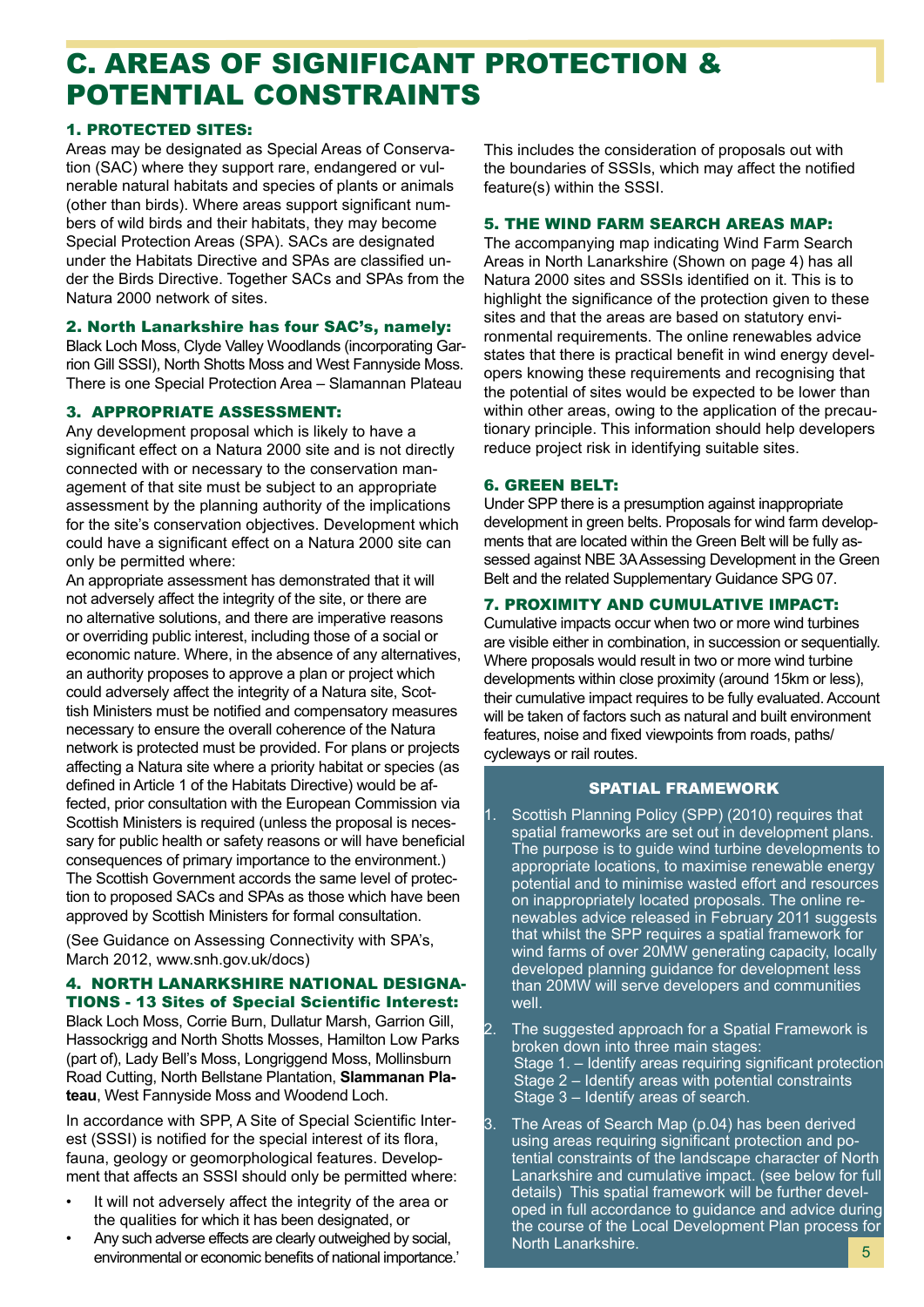# C. AREAS OF SIGNIFICANT PROTECTION & POTENTIAL CONSTRAINTS

### 1. PROTECTED SITES:

Areas may be designated as Special Areas of Conservation (SAC) where they support rare, endangered or vulnerable natural habitats and species of plants or animals (other than birds). Where areas support significant numbers of wild birds and their habitats, they may become Special Protection Areas (SPA). SACs are designated under the Habitats Directive and SPAs are classified under the Birds Directive. Together SACs and SPAs from the Natura 2000 network of sites.

### 2. North Lanarkshire has four SAC's, namely:

Black Loch Moss, Clyde Valley Woodlands (incorporating Garrion Gill SSSI), North Shotts Moss and West Fannyside Moss. There is one Special Protection Area – Slamannan Plateau

### 3. APPROPRIATE ASSESSMENT:

Any development proposal which is likely to have a significant effect on a Natura 2000 site and is not directly connected with or necessary to the conservation management of that site must be subject to an appropriate assessment by the planning authority of the implications for the site's conservation objectives. Development which could have a significant effect on a Natura 2000 site can only be permitted where:

An appropriate assessment has demonstrated that it will not adversely affect the integrity of the site, or there are no alternative solutions, and there are imperative reasons or overriding public interest, including those of a social or economic nature. Where, in the absence of any alternatives, an authority proposes to approve a plan or project which could adversely affect the integrity of a Natura site, Scottish Ministers must be notified and compensatory measures necessary to ensure the overall coherence of the Natura network is protected must be provided. For plans or projects affecting a Natura site where a priority habitat or species (as defined in Article 1 of the Habitats Directive) would be affected, prior consultation with the European Commission via Scottish Ministers is required (unless the proposal is necessary for public health or safety reasons or will have beneficial consequences of primary importance to the environment.) The Scottish Government accords the same level of protection to proposed SACs and SPAs as those which have been approved by Scottish Ministers for formal consultation.

(See Guidance on Assessing Connectivity with SPA's, March 2012, www.snh.gov.uk/docs)

### 4. NORTH LANARKSHIRE NATIONAL DESIGNATIONS - 13 Sites of Special Scientific Interest:

Black Loch Moss, Corrie Burn, Dullatur Marsh, Garrion Gill, Hassockrigg and North Shotts Mosses, Hamilton Low Parks (part of), Lady Bell's Moss, Longriggend Moss, Mollinsburn Road Cutting, North Bellstane Plantation, **Slammannan Plateau**, West Fannyside Moss and Woodend Loch.

In accordance with SPP, A Site of Special Scientific Interest (SSSI) is notified for the special interest of its flora, fauna, geology or geomorphological features. Development that affects an SSSI should only be permitted where:

- It will not adversely affect the integrity of the area or the qualities for which it has been designated, or
- Any such adverse effects are clearly outweighed by social, environmental or economic benefits of national importance.'

This includes the consideration of proposals out with the boundaries of SSSIs, which may affect the notified feature(s) within the SSSI.

### 5. THE WIND FARM SEARCH AREAS MAP:

The accompanying map indicating Wind Farm Search Areas in North Lanarkshire (Shown on page 4) has all Natura 2000 sites and SSSIs identified on it. This is to highlight the significance of the protection given to these sites and that the areas are based on statutory environmental requirements. The online renewables advice states that there is practical benefit in wind energy developers knowing these requirements and recognising that the potential of sites would be expected to be lower than within other areas, owing to the application of the precautionary principle. This information should help developers reduce project risk in identifying suitable sites.

### 6. GREEN BELT:

Under SPP there is a presumption against inappropriate development in green belts. Proposals for wind farm developments that are located within the Green Belt will be fully assessed against NBE 3A Assessing Development in the Green Belt and the related Supplementary Guidance SPG 07.

### 7. PROXIMITY AND CUMULATIVE IMPACT:

Cumulative impacts occur when two or more wind turbines are visible either in combination, in succession or sequentially. Where proposals would result in two or more wind turbine developments within close proximity (around 15km or less), their cumulative impact requires to be fully evaluated. Account will be taken of factors such as natural and built environment features, noise and fixed viewpoints from roads, paths/cycleways or rail routes.

#### SPATIAL FRAMEWORK

1. Scottish Planning Policy (SPP) (2010) requires that spatial frameworks are set out in development plans. The purpose is to guide wind turbine developments to appropriate locations, to maximise renewable energy potential and to minimise wasted effort and resources on inappropriately located proposals. The online renewables advice released in February 2011 suggests that whilst the SPP requires a spatial framework for wind farms of over 20MW generating capacity, locally developed planning guidance for development less than 20MW will serve developers and communities well.
2. The suggested approach for a Spatial Framework is broken down into three main stages:
   Stage 1. – Identify areas requiring significant protection
   Stage 2 – Identify areas with potential constraints
   Stage 3 – Identify areas of search.
3. The Areas of Search Map (p.04) has been derived using areas requiring significant protection and potential constraints of the landscape character of North Lanarkshire and cumulative impact. (see below for full details) This spatial framework will be further developed in full accordance to guidance and advice during the course of the Local Development Plan process for North Lanarkshire.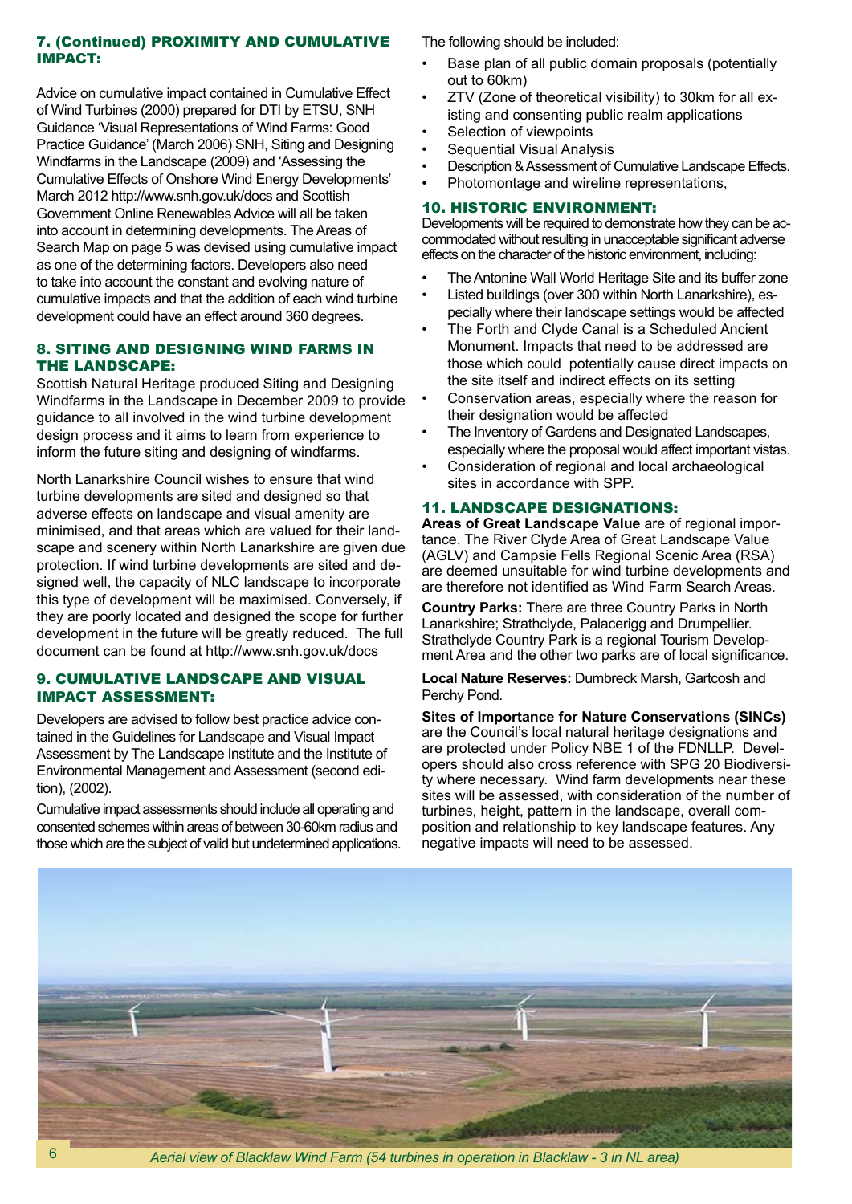## 7. (Continued) PROXIMITY AND CUMULATIVE IMPACT:

Advice on cumulative impact contained in Cumulative Effect of Wind Turbines (2000) prepared for DTI by ETSU, SNH Guidance 'Visual Representations of Wind Farms: Good Practice Guidance' (March 2006) SNH, Siting and Designing Windfarms in the Landscape (2009) and 'Assessing the Cumulative Effects of Onshore Wind Energy Developments' March 2012 http://www.snh.gov.uk/docs and Scottish Government Online Renewables Advice will all be taken into account in determining developments. The Areas of Search Map on page 5 was devised using cumulative impact as one of the determining factors. Developers also need to take into account the constant and evolving nature of cumulative impacts and that the addition of each wind turbine development could have an effect around 360 degrees.

## 8. SITING AND DESIGNING WIND FARMS IN THE LANDSCAPE:

Scottish Natural Heritage produced Siting and Designing Windfarms in the Landscape in December 2009 to provide guidance to all involved in the wind turbine development design process and it aims to learn from experience to inform the future siting and designing of windfarms.

North Lanarkshire Council wishes to ensure that wind turbine developments are sited and designed so that adverse effects on landscape and visual amenity are minimised, and that areas which are valued for their landscape and scenery within North Lanarkshire are given due protection. If wind turbine developments are sited and designed well, the capacity of NLC landscape to incorporate this type of development will be maximised. Conversely, if they are poorly located and designed the scope for further development in the future will be greatly reduced. The full document can be found at http://www.snh.gov.uk/docs

## 9. CUMULATIVE LANDSCAPE AND VISUAL IMPACT ASSESSMENT:

Developers are advised to follow best practice advice contained in the Guidelines for Landscape and Visual Impact Assessment by The Landscape Institute and the Institute of Environmental Management and Assessment (second edition), (2002).

Cumulative impact assessments should include all operating and consented schemes within areas of between 30-60km radius and those which are the subject of valid but undetermined applications.

The following should be included:

- Base plan of all public domain proposals (potentially out to 60km)
- ZTV (Zone of theoretical visibility) to 30km for all existing and consenting public realm applications
- Selection of viewpoints
- Sequential Visual Analysis
- Description & Assessment of Cumulative Landscape Effects.
- Photomontage and wireline representations,

## 10. HISTORIC ENVIRONMENT:

Developments will be required to demonstrate how they can be accommodated without resulting in unacceptable significant adverse effects on the character of the historic environment, including:

- The Antonine Wall World Heritage Site and its buffer zone
- Listed buildings (over 300 within North Lanarkshire), especially where their landscape settings would be affected
- The Forth and Clyde Canal is a Scheduled Ancient Monument. Impacts that need to be addressed are those which could potentially cause direct impacts on the site itself and indirect effects on its setting
- Conservation areas, especially where the reason for their designation would be affected
- The Inventory of Gardens and Designated Landscapes, especially where the proposal would affect important vistas.
- Consideration of regional and local archaeological sites in accordance with SPP.

## 11. LANDSCAPE DESIGNATIONS:

**Areas of Great Landscape Value** are of regional importance. The River Clyde Area of Great Landscape Value (AGLV) and Campsie Fells Regional Scenic Area (RSA) are deemed unsuitable for wind turbine developments and are therefore not identified as Wind Farm Search Areas.

**Country Parks:** There are three Country Parks in North Lanarkshire; Strathclyde, Palacerigg and Drumpellier. Strathclyde Country Park is a regional Tourism Development Area and the other two parks are of local significance.

**Local Nature Reserves:** Dumbreck Marsh, Gartcosh and Perchy Pond.

**Sites of Importance for Nature Conservations (SINCs)** are the Council's local natural heritage designations and are protected under Policy NBE 1 of the FDNLLP. Developers should also cross reference with SPG 20 Biodiversity where necessary. Wind farm developments near these sites will be assessed, with consideration of the number of turbines, height, pattern in the landscape, overall composition and relationship to key landscape features. Any negative impacts will need to be assessed.

*Aerial view of Blacklaw Wind Farm (54 turbines in operation in Blacklaw - 3 in NL area)*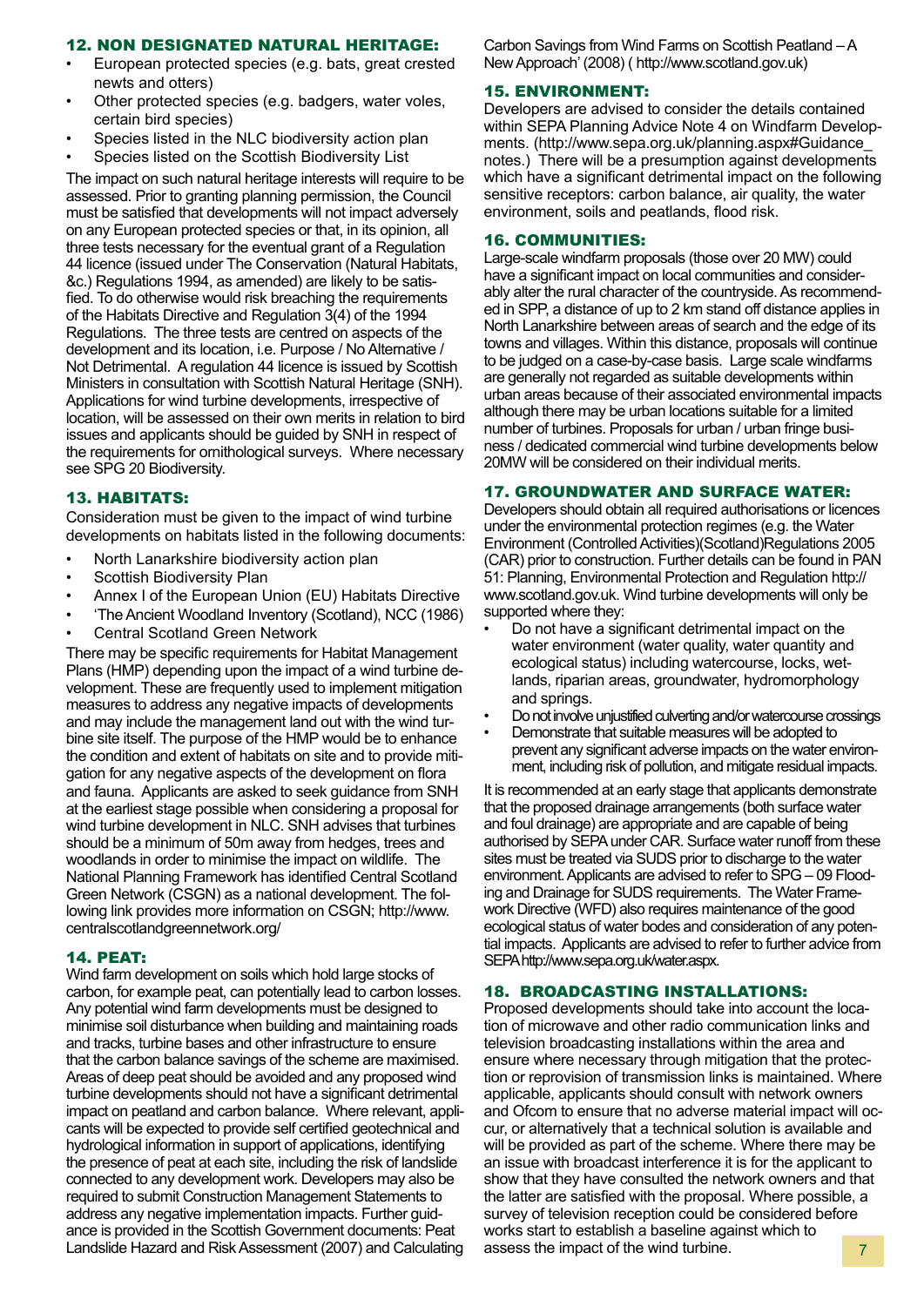## 12. NON DESIGNATED NATURAL HERITAGE:

- European protected species (e.g. bats, great crested newts and otters)
- Other protected species (e.g. badgers, water voles, certain bird species)
- Species listed in the NLC biodiversity action plan
- Species listed on the Scottish Biodiversity List

The impact on such natural heritage interests will require to be assessed. Prior to granting planning permission, the Council must be satisfied that developments will not impact adversely on any European protected species or that, in its opinion, all three tests necessary for the eventual grant of a Regulation 44 licence (issued under The Conservation (Natural Habitats, &c.) Regulations 1994, as amended) are likely to be satisfied. To do otherwise would risk breaching the requirements of the Habitats Directive and Regulation 3(4) of the 1994 Regulations. The three tests are centred on aspects of the development and its location, i.e. Purpose / No Alternative / Not Detrimental. A regulation 44 licence is issued by Scottish Ministers in consultation with Scottish Natural Heritage (SNH). Applications for wind turbine developments, irrespective of location, will be assessed on their own merits in relation to bird issues and applicants should be guided by SNH in respect of the requirements for ornithological surveys. Where necessary see SPG 20 Biodiversity.

## 13. HABITATS:

Consideration must be given to the impact of wind turbine developments on habitats listed in the following documents:

- North Lanarkshire biodiversity action plan
- Scottish Biodiversity Plan
- Annex I of the European Union (EU) Habitats Directive
- 'The Ancient Woodland Inventory (Scotland), NCC (1986)
- Central Scotland Green Network

There may be specific requirements for Habitat Management Plans (HMP) depending upon the impact of a wind turbine development. These are frequently used to implement mitigation measures to address any negative impacts of developments and may include the management land out with the wind turbine site itself. The purpose of the HMP would be to enhance the condition and extent of habitats on site and to provide mitigation for any negative aspects of the development on flora and fauna. Applicants are asked to seek guidance from SNH at the earliest stage possible when considering a proposal for wind turbine development in NLC. SNH advises that turbines should be a minimum of 50m away from hedges, trees and woodlands in order to minimise the impact on wildlife. The National Planning Framework has identified Central Scotland Green Network (CSGN) as a national development. The following link provides more information on CSGN; http://www.centralscotlandgreennetwork.org/

## 14. PEAT:

Wind farm development on soils which hold large stocks of carbon, for example peat, can potentially lead to carbon losses. Any potential wind farm developments must be designed to minimise soil disturbance when building and maintaining roads and tracks, turbine bases and other infrastructure to ensure that the carbon balance savings of the scheme are maximised. Areas of deep peat should be avoided and any proposed wind turbine developments should not have a significant detrimental impact on peatland and carbon balance. Where relevant, applicants will be expected to provide self certified geotechnical and hydrological information in support of applications, identifying the presence of peat at each site, including the risk of landslide connected to any development work. Developers may also be required to submit Construction Management Statements to address any negative implementation impacts. Further guidance is provided in the Scottish Government documents: Peat Landslide Hazard and Risk Assessment (2007) and Calculating Carbon Savings from Wind Farms on Scottish Peatland – A New Approach' (2008) ( http://www.scotland.gov.uk)

## 15. ENVIRONMENT:

Developers are advised to consider the details contained within SEPA Planning Advice Note 4 on Windfarm Developments. (http://www.sepa.org.uk/planning.aspx#Guidance_notes.) There will be a presumption against developments which have a significant detrimental impact on the following sensitive receptors: carbon balance, air quality, the water environment, soils and peatlands, flood risk.

## 16. COMMUNITIES:

Large-scale windfarm proposals (those over 20 MW) could have a significant impact on local communities and considerably alter the rural character of the countryside. As recommended in SPP, a distance of up to 2 km stand off distance applies in North Lanarkshire between areas of search and the edge of its towns and villages. Within this distance, proposals will continue to be judged on a case-by-case basis. Large scale windfarms are generally not regarded as suitable developments within urban areas because of their associated environmental impacts although there may be urban locations suitable for a limited number of turbines. Proposals for urban / urban fringe business / dedicated commercial wind turbine developments below 20MW will be considered on their individual merits.

## 17. GROUNDWATER AND SURFACE WATER:

Developers should obtain all required authorisations or licences under the environmental protection regimes (e.g. the Water Environment (Controlled Activities)(Scotland)Regulations 2005 (CAR) prior to construction. Further details can be found in PAN 51: Planning, Environmental Protection and Regulation http://www.scotland.gov.uk. Wind turbine developments will only be supported where they:

- Do not have a significant detrimental impact on the water environment (water quality, water quantity and ecological status) including watercourse, locks, wetlands, riparian areas, groundwater, hydromorphology and springs.
- Do not involve unjustified culverting and/or watercourse crossings
- Demonstrate that suitable measures will be adopted to prevent any significant adverse impacts on the water environment, including risk of pollution, and mitigate residual impacts.

It is recommended at an early stage that applicants demonstrate that the proposed drainage arrangements (both surface water and foul drainage) are appropriate and are capable of being authorised by SEPA under CAR. Surface water runoff from these sites must be treated via SUDS prior to discharge to the water environment. Applicants are advised to refer to SPG – 09 Flooding and Drainage for SUDS requirements. The Water Framework Directive (WFD) also requires maintenance of the good ecological status of water bodes and consideration of any potential impacts. Applicants are advised to refer to further advice from SEPA http://www.sepa.org.uk/water.aspx.

## 18. BROADCASTING INSTALLATIONS:

Proposed developments should take into account the location of microwave and other radio communication links and television broadcasting installations within the area and ensure where necessary through mitigation that the protection or reprovision of transmission links is maintained. Where applicable, applicants should consult with network owners and Ofcom to ensure that no adverse material impact will occur, or alternatively that a technical solution is available and will be provided as part of the scheme. Where there may be an issue with broadcast interference it is for the applicant to show that they have consulted the network owners and that the latter are satisfied with the proposal. Where possible, a survey of television reception could be considered before works start to establish a baseline against which to assess the impact of the wind turbine.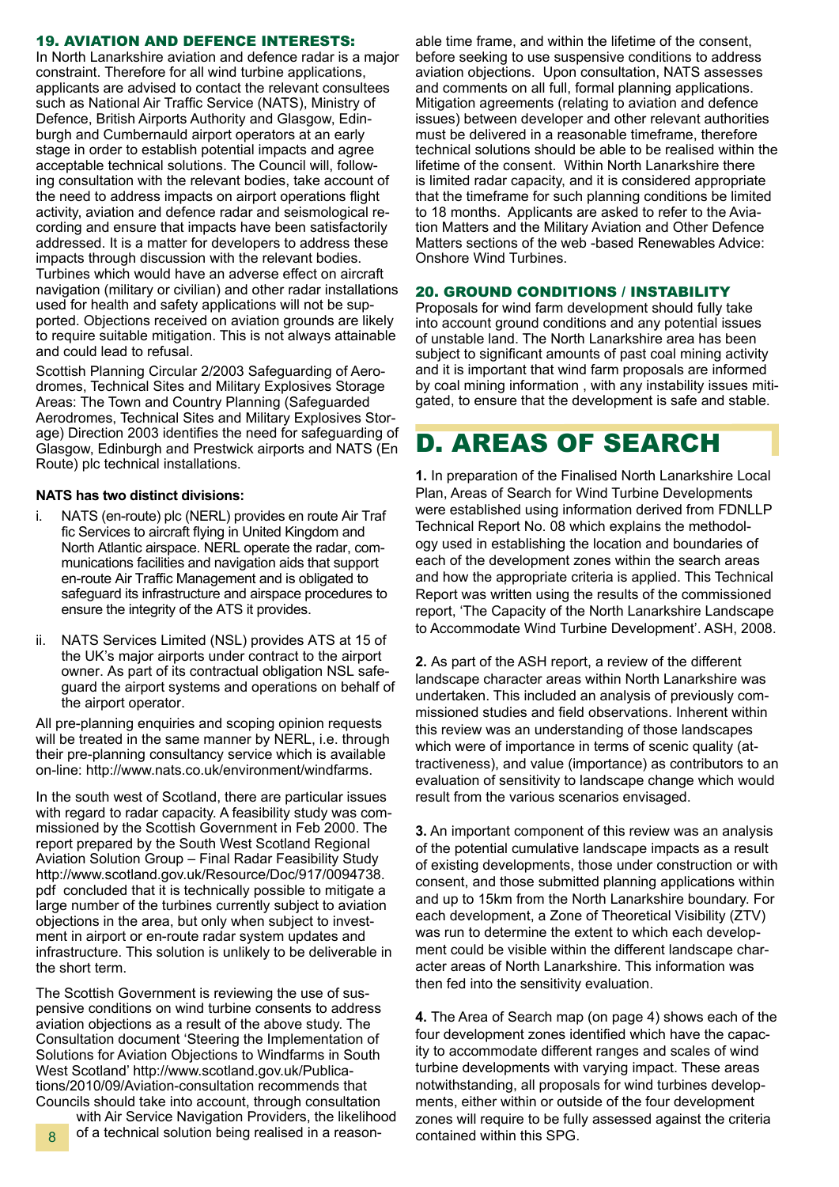### 19. AVIATION AND DEFENCE INTERESTS:

In North Lanarkshire aviation and defence radar is a major constraint. Therefore for all wind turbine applications, applicants are advised to contact the relevant consultees such as National Air Traffic Service (NATS), Ministry of Defence, British Airports Authority and Glasgow, Edinburgh and Cumbernauld airport operators at an early stage in order to establish potential impacts and agree acceptable technical solutions. The Council will, following consultation with the relevant bodies, take account of the need to address impacts on airport operations flight activity, aviation and defence radar and seismological recording and ensure that impacts have been satisfactorily addressed. It is a matter for developers to address these impacts through discussion with the relevant bodies. Turbines which would have an adverse effect on aircraft navigation (military or civilian) and other radar installations used for health and safety applications will not be supported. Objections received on aviation grounds are likely to require suitable mitigation. This is not always attainable and could lead to refusal.

Scottish Planning Circular 2/2003 Safeguarding of Aerodromes, Technical Sites and Military Explosives Storage Areas: The Town and Country Planning (Safeguarded Aerodromes, Technical Sites and Military Explosives Storage) Direction 2003 identifies the need for safeguarding of Glasgow, Edinburgh and Prestwick airports and NATS (En Route) plc technical installations.

**NATS has two distinct divisions:**

i. NATS (en-route) plc (NERL) provides en route Air Traffic Services to aircraft flying in United Kingdom and North Atlantic airspace. NERL operate the radar, communications facilities and navigation aids that support en-route Air Traffic Management and is obligated to safeguard its infrastructure and airspace procedures to ensure the integrity of the ATS it provides.

ii. NATS Services Limited (NSL) provides ATS at 15 of the UK's major airports under contract to the airport owner. As part of its contractual obligation NSL safeguard the airport systems and operations on behalf of the airport operator.

All pre-planning enquiries and scoping opinion requests will be treated in the same manner by NERL, i.e. through their pre-planning consultancy service which is available on-line: http://www.nats.co.uk/environment/windfarms.

In the south west of Scotland, there are particular issues with regard to radar capacity. A feasibility study was commissioned by the Scottish Government in Feb 2000. The report prepared by the South West Scotland Regional Aviation Solution Group – Final Radar Feasibility Study http://www.scotland.gov.uk/Resource/Doc/917/0094738.pdf concluded that it is technically possible to mitigate a large number of the turbines currently subject to aviation objections in the area, but only when subject to investment in airport or en-route radar system updates and infrastructure. This solution is unlikely to be deliverable in the short term.

The Scottish Government is reviewing the use of suspensive conditions on wind turbine consents to address aviation objections as a result of the above study. The Consultation document 'Steering the Implementation of Solutions for Aviation Objections to Windfarms in South West Scotland' http://www.scotland.gov.uk/Publications/2010/09/Aviation-consultation recommends that Councils should take into account, through consultation with Air Service Navigation Providers, the likelihood of a technical solution being realised in a reasonable time frame, and within the lifetime of the consent, before seeking to use suspensive conditions to address aviation objections. Upon consultation, NATS assesses and comments on all full, formal planning applications. Mitigation agreements (relating to aviation and defence issues) between developer and other relevant authorities must be delivered in a reasonable timeframe, therefore technical solutions should be able to be realised within the lifetime of the consent. Within North Lanarkshire there is limited radar capacity, and it is considered appropriate that the timeframe for such planning conditions be limited to 18 months. Applicants are asked to refer to the Aviation Matters and the Military Aviation and Other Defence Matters sections of the web -based Renewables Advice: Onshore Wind Turbines.

### 20. GROUND CONDITIONS / INSTABILITY

Proposals for wind farm development should fully take into account ground conditions and any potential issues of unstable land. The North Lanarkshire area has been subject to significant amounts of past coal mining activity and it is important that wind farm proposals are informed by coal mining information , with any instability issues mitigated, to ensure that the development is safe and stable.

# D. AREAS OF SEARCH

**1.** In preparation of the Finalised North Lanarkshire Local Plan, Areas of Search for Wind Turbine Developments were established using information derived from FDNLLP Technical Report No. 08 which explains the methodology used in establishing the location and boundaries of each of the development zones within the search areas and how the appropriate criteria is applied. This Technical Report was written using the results of the commissioned report, 'The Capacity of the North Lanarkshire Landscape to Accommodate Wind Turbine Development'. ASH, 2008.

**2.** As part of the ASH report, a review of the different landscape character areas within North Lanarkshire was undertaken. This included an analysis of previously commissioned studies and field observations. Inherent within this review was an understanding of those landscapes which were of importance in terms of scenic quality (attractiveness), and value (importance) as contributors to an evaluation of sensitivity to landscape change which would result from the various scenarios envisaged.

**3.** An important component of this review was an analysis of the potential cumulative landscape impacts as a result of existing developments, those under construction or with consent, and those submitted planning applications within and up to 15km from the North Lanarkshire boundary. For each development, a Zone of Theoretical Visibility (ZTV) was run to determine the extent to which each development could be visible within the different landscape character areas of North Lanarkshire. This information was then fed into the sensitivity evaluation.

**4.** The Area of Search map (on page 4) shows each of the four development zones identified which have the capacity to accommodate different ranges and scales of wind turbine developments with varying impact. These areas notwithstanding, all proposals for wind turbines developments, either within or outside of the four development zones will require to be fully assessed against the criteria contained within this SPG.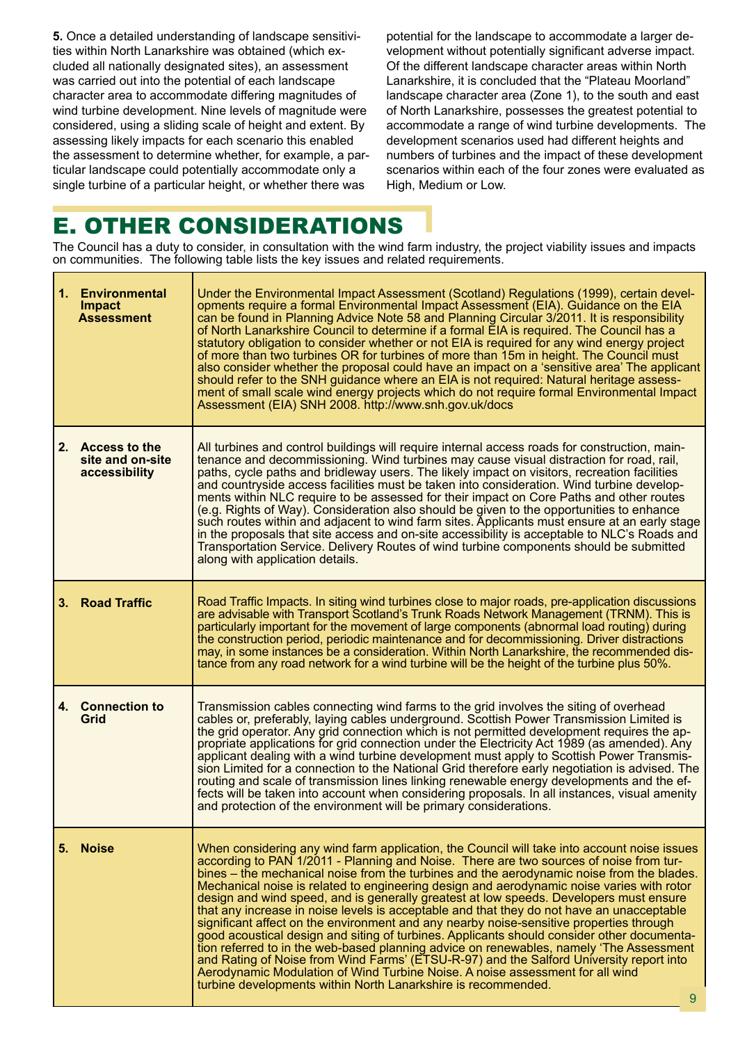**5.** Once a detailed understanding of landscape sensitivities within North Lanarkshire was obtained (which excluded all nationally designated sites), an assessment was carried out into the potential of each landscape character area to accommodate differing magnitudes of wind turbine development. Nine levels of magnitude were considered, using a sliding scale of height and extent. By assessing likely impacts for each scenario this enabled the assessment to determine whether, for example, a particular landscape could potentially accommodate only a single turbine of a particular height, or whether there was potential for the landscape to accommodate a larger development without potentially significant adverse impact. Of the different landscape character areas within North Lanarkshire, it is concluded that the "Plateau Moorland" landscape character area (Zone 1), to the south and east of North Lanarkshire, possesses the greatest potential to accommodate a range of wind turbine developments. The development scenarios used had different heights and numbers of turbines and the impact of these development scenarios within each of the four zones were evaluated as High, Medium or Low.

# E. OTHER CONSIDERATIONS

The Council has a duty to consider, in consultation with the wind farm industry, the project viability issues and impacts on communities. The following table lists the key issues and related requirements.

| | |
|---|---|
| **1. Environmental Impact Assessment** | Under the Environmental Impact Assessment (Scotland) Regulations (1999), certain developments require a formal Environmental Impact Assessment (EIA). Guidance on the EIA can be found in Planning Advice Note 58 and Planning Circular 3/2011. It is responsibility of North Lanarkshire Council to determine if a formal EIA is required. The Council has a statutory obligation to consider whether or not EIA is required for any wind energy project of more than two turbines OR for turbines of more than 15m in height. The Council must also consider whether the proposal could have an impact on a 'sensitive area' The applicant should refer to the SNH guidance where an EIA is not required: Natural heritage assessment of small scale wind energy projects which do not require formal Environmental Impact Assessment (EIA) SNH 2008. http://www.snh.gov.uk/docs |
| **2. Access to the site and on-site accessibility** | All turbines and control buildings will require internal access roads for construction, maintenance and decommissioning. Wind turbines may cause visual distraction for road, rail, paths, cycle paths and bridleway users. The likely impact on visitors, recreation facilities and countryside access facilities must be taken into consideration. Wind turbine developments within NLC require to be assessed for their impact on Core Paths and other routes (e.g. Rights of Way). Consideration also should be given to the opportunities to enhance such routes within and adjacent to wind farm sites. Applicants must ensure at an early stage in the proposals that site access and on-site accessibility is acceptable to NLC's Roads and Transportation Service. Delivery Routes of wind turbine components should be submitted along with application details. |
| **3. Road Traffic** | Road Traffic Impacts. In siting wind turbines close to major roads, pre-application discussions are advisable with Transport Scotland's Trunk Roads Network Management (TRNM). This is particularly important for the movement of large components (abnormal load routing) during the construction period, periodic maintenance and for decommissioning. Driver distractions may, in some instances be a consideration. Within North Lanarkshire, the recommended distance from any road network for a wind turbine will be the height of the turbine plus 50%. |
| **4. Connection to Grid** | Transmission cables connecting wind farms to the grid involves the siting of overhead cables or, preferably, laying cables underground. Scottish Power Transmission Limited is the grid operator. Any grid connection which is not permitted development requires the appropriate applications for grid connection under the Electricity Act 1989 (as amended). Any applicant dealing with a wind turbine development must apply to Scottish Power Transmission Limited for a connection to the National Grid therefore early negotiation is advised. The routing and scale of transmission lines linking renewable energy developments and the effects will be taken into account when considering proposals. In all instances, visual amenity and protection of the environment will be primary considerations. |
| **5. Noise** | When considering any wind farm application, the Council will take into account noise issues according to PAN 1/2011 - Planning and Noise. There are two sources of noise from turbines – the mechanical noise from the turbines and the aerodynamic noise from the blades. Mechanical noise is related to engineering design and aerodynamic noise varies with rotor design and wind speed, and is generally greatest at low speeds. Developers must ensure that any increase in noise levels is acceptable and that they do not have an unacceptable significant affect on the environment and any nearby noise-sensitive properties through good acoustical design and siting of turbines. Applicants should consider other documentation referred to in the web-based planning advice on renewables, namely 'The Assessment and Rating of Noise from Wind Farms' (ETSU-R-97) and the Salford University report into Aerodynamic Modulation of Wind Turbine Noise. A noise assessment for all wind turbine developments within North Lanarkshire is recommended. |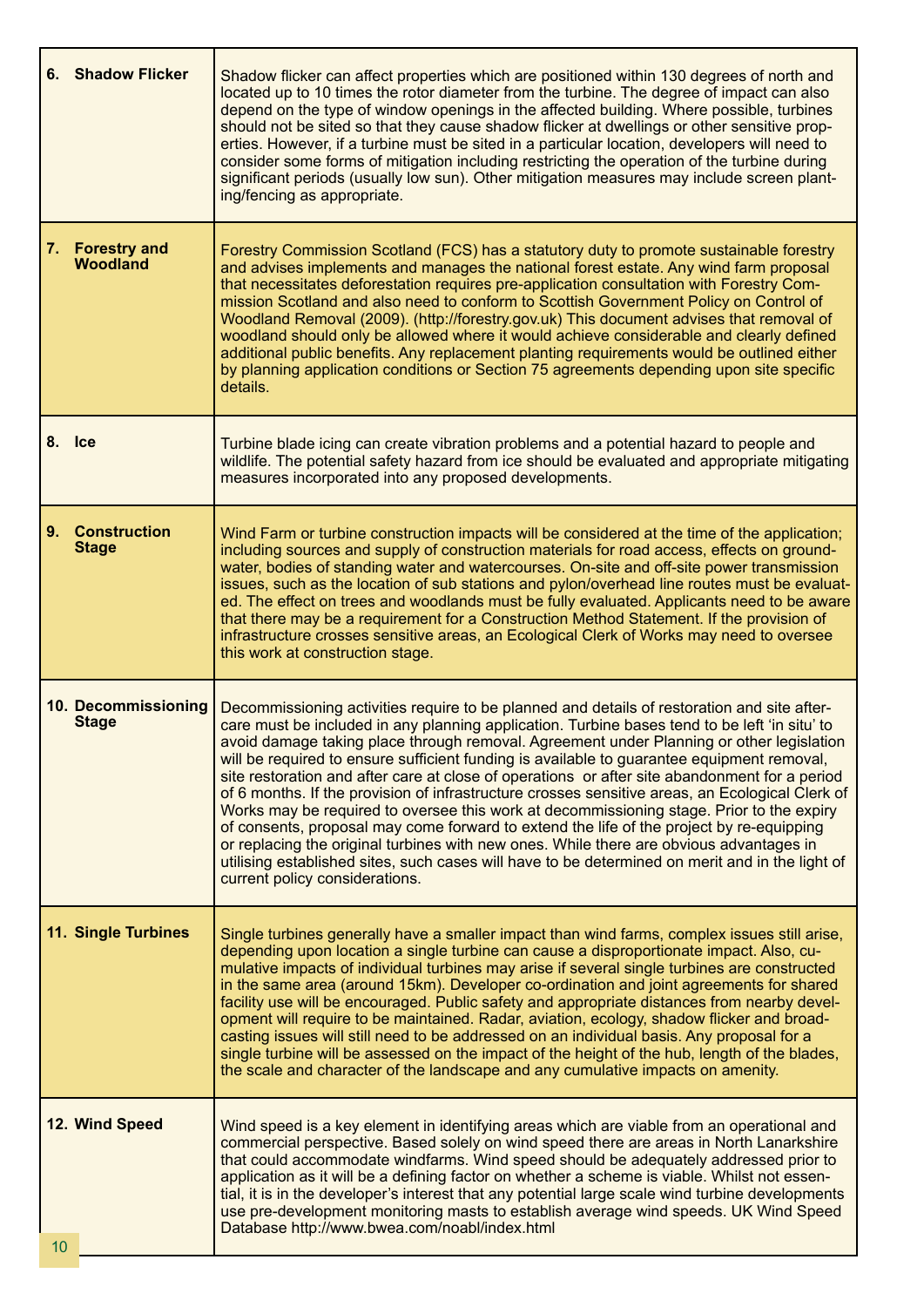| | |
|---|---|
| **6. Shadow Flicker** | Shadow flicker can affect properties which are positioned within 130 degrees of north and located up to 10 times the rotor diameter from the turbine. The degree of impact can also depend on the type of window openings in the affected building. Where possible, turbines should not be sited so that they cause shadow flicker at dwellings or other sensitive properties. However, if a turbine must be sited in a particular location, developers will need to consider some forms of mitigation including restricting the operation of the turbine during significant periods (usually low sun). Other mitigation measures may include screen planting/fencing as appropriate. |
| **7. Forestry and Woodland** | Forestry Commission Scotland (FCS) has a statutory duty to promote sustainable forestry and advises implements and manages the national forest estate. Any wind farm proposal that necessitates deforestation requires pre-application consultation with Forestry Commission Scotland and also need to conform to Scottish Government Policy on Control of Woodland Removal (2009). (http://forestry.gov.uk) This document advises that removal of woodland should only be allowed where it would achieve considerable and clearly defined additional public benefits. Any replacement planting requirements would be outlined either by planning application conditions or Section 75 agreements depending upon site specific details. |
| **8. Ice** | Turbine blade icing can create vibration problems and a potential hazard to people and wildlife. The potential safety hazard from ice should be evaluated and appropriate mitigating measures incorporated into any proposed developments. |
| **9. Construction Stage** | Wind Farm or turbine construction impacts will be considered at the time of the application; including sources and supply of construction materials for road access, effects on groundwater, bodies of standing water and watercourses. On-site and off-site power transmission issues, such as the location of sub stations and pylon/overhead line routes must be evaluated. The effect on trees and woodlands must be fully evaluated. Applicants need to be aware that there may be a requirement for a Construction Method Statement. If the provision of infrastructure crosses sensitive areas, an Ecological Clerk of Works may need to oversee this work at construction stage. |
| **10. Decommissioning Stage** | Decommissioning activities require to be planned and details of restoration and site aftercare must be included in any planning application. Turbine bases tend to be left 'in situ' to avoid damage taking place through removal. Agreement under Planning or other legislation will be required to ensure sufficient funding is available to guarantee equipment removal, site restoration and after care at close of operations or after site abandonment for a period of 6 months. If the provision of infrastructure crosses sensitive areas, an Ecological Clerk of Works may be required to oversee this work at decommissioning stage. Prior to the expiry of consents, proposal may come forward to extend the life of the project by re-equipping or replacing the original turbines with new ones. While there are obvious advantages in utilising established sites, such cases will have to be determined on merit and in the light of current policy considerations. |
| **11. Single Turbines** | Single turbines generally have a smaller impact than wind farms, complex issues still arise, depending upon location a single turbine can cause a disproportionate impact. Also, cumulative impacts of individual turbines may arise if several single turbines are constructed in the same area (around 15km). Developer co-ordination and joint agreements for shared facility use will be encouraged. Public safety and appropriate distances from nearby development will require to be maintained. Radar, aviation, ecology, shadow flicker and broadcasting issues will still need to be addressed on an individual basis. Any proposal for a single turbine will be assessed on the impact of the height of the hub, length of the blades, the scale and character of the landscape and any cumulative impacts on amenity. |
| **12. Wind Speed** | Wind speed is a key element in identifying areas which are viable from an operational and commercial perspective. Based solely on wind speed there are areas in North Lanarkshire that could accommodate windfarms. Wind speed should be adequately addressed prior to application as it will be a defining factor on whether a scheme is viable. Whilst not essential, it is in the developer's interest that any potential large scale wind turbine developments use pre-development monitoring masts to establish average wind speeds. UK Wind Speed Database http://www.bwea.com/noabl/index.html |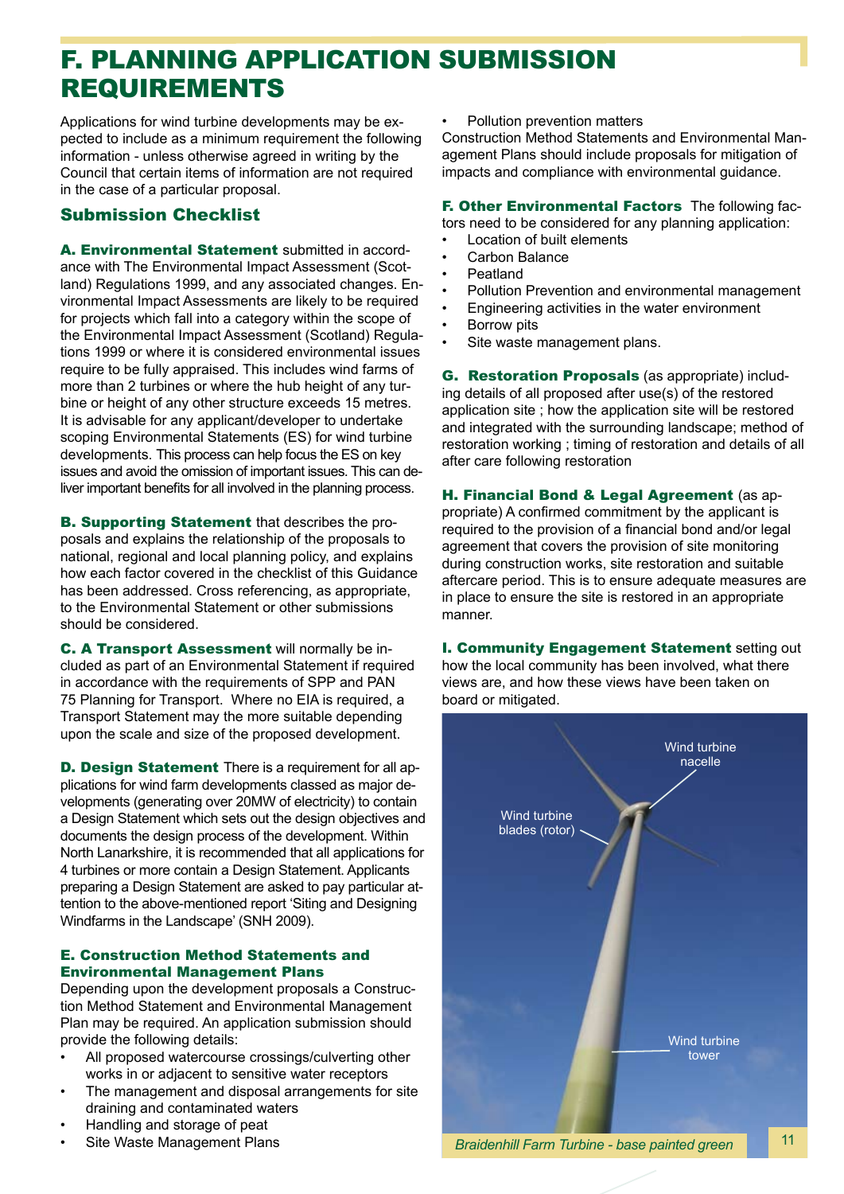# F. PLANNING APPLICATION SUBMISSION REQUIREMENTS

Applications for wind turbine developments may be expected to include as a minimum requirement the following information - unless otherwise agreed in writing by the Council that certain items of information are not required in the case of a particular proposal.

## Submission Checklist

**A. Environmental Statement** submitted in accordance with The Environmental Impact Assessment (Scotland) Regulations 1999, and any associated changes. Environmental Impact Assessments are likely to be required for projects which fall into a category within the scope of the Environmental Impact Assessment (Scotland) Regulations 1999 or where it is considered environmental issues require to be fully appraised. This includes wind farms of more than 2 turbines or where the hub height of any turbine or height of any other structure exceeds 15 metres. It is advisable for any applicant/developer to undertake scoping Environmental Statements (ES) for wind turbine developments. This process can help focus the ES on key issues and avoid the omission of important issues. This can deliver important benefits for all involved in the planning process.

**B. Supporting Statement** that describes the proposals and explains the relationship of the proposals to national, regional and local planning policy, and explains how each factor covered in the checklist of this Guidance has been addressed. Cross referencing, as appropriate, to the Environmental Statement or other submissions should be considered.

**C. A Transport Assessment** will normally be included as part of an Environmental Statement if required in accordance with the requirements of SPP and PAN 75 Planning for Transport. Where no EIA is required, a Transport Statement may the more suitable depending upon the scale and size of the proposed development.

**D. Design Statement** There is a requirement for all applications for wind farm developments classed as major developments (generating over 20MW of electricity) to contain a Design Statement which sets out the design objectives and documents the design process of the development. Within North Lanarkshire, it is recommended that all applications for 4 turbines or more contain a Design Statement. Applicants preparing a Design Statement are asked to pay particular attention to the above-mentioned report 'Siting and Designing Windfarms in the Landscape' (SNH 2009).

**E. Construction Method Statements and Environmental Management Plans**
Depending upon the development proposals a Construction Method Statement and Environmental Management Plan may be required. An application submission should provide the following details:

- All proposed watercourse crossings/culverting other works in or adjacent to sensitive water receptors
- The management and disposal arrangements for site draining and contaminated waters
- Handling and storage of peat
- Site Waste Management Plans
- Pollution prevention matters

Construction Method Statements and Environmental Management Plans should include proposals for mitigation of impacts and compliance with environmental guidance.

**F. Other Environmental Factors** The following factors need to be considered for any planning application:

- Location of built elements
- Carbon Balance
- Peatland
- Pollution Prevention and environmental management
- Engineering activities in the water environment
- Borrow pits
- Site waste management plans.

**G. Restoration Proposals** (as appropriate) including details of all proposed after use(s) of the restored application site ; how the application site will be restored and integrated with the surrounding landscape; method of restoration working ; timing of restoration and details of all after care following restoration

**H. Financial Bond & Legal Agreement** (as appropriate) A confirmed commitment by the applicant is required to the provision of a financial bond and/or legal agreement that covers the provision of site monitoring during construction works, site restoration and suitable aftercare period. This is to ensure adequate measures are in place to ensure the site is restored in an appropriate manner.

**I. Community Engagement Statement** setting out how the local community has been involved, what there views are, and how these views have been taken on board or mitigated.

*Braidenhill Farm Turbine - base painted green*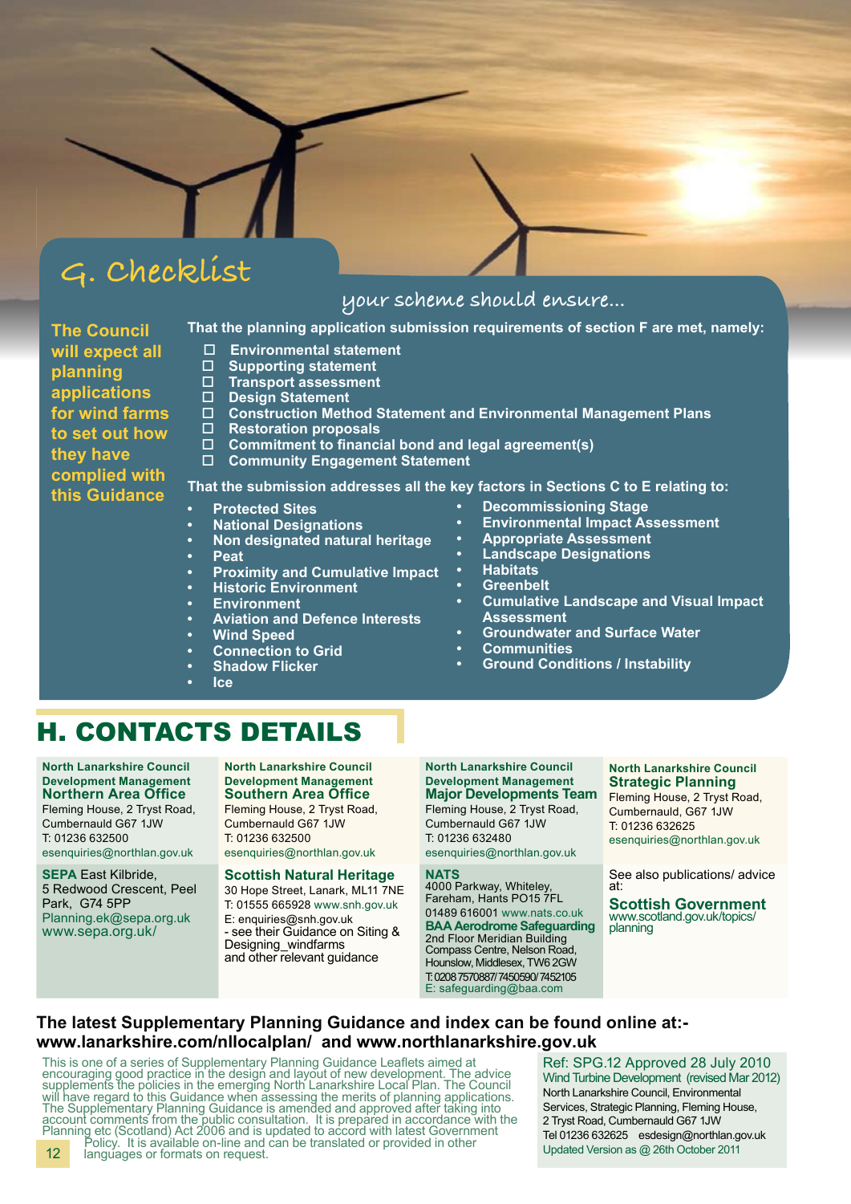## G. Checklist

*your scheme should ensure...*

**The Council will expect all planning applications for wind farms to set out how they have complied with this Guidance**

**That the planning application submission requirements of section F are met, namely:**

- ☐ Environmental statement
- ☐ Supporting statement
- ☐ Transport assessment
- ☐ Design Statement
- ☐ Construction Method Statement and Environmental Management Plans
- ☐ Restoration proposals
- ☐ Commitment to financial bond and legal agreement(s)
- ☐ Community Engagement Statement

**That the submission addresses all the key factors in Sections C to E relating to:**

- Protected Sites
- National Designations
- Non designated natural heritage
- Peat
- Proximity and Cumulative Impact
- Historic Environment
- Environment
- Aviation and Defence Interests
- Wind Speed
- Connection to Grid
- Shadow Flicker
- Ice
- Decommissioning Stage
- Environmental Impact Assessment
- Appropriate Assessment
- Landscape Designations
- Habitats
- Greenbelt
- Cumulative Landscape and Visual Impact Assessment
- Groundwater and Surface Water
- Communities
- Ground Conditions / Instability

## H. CONTACTS DETAILS

**North Lanarkshire Council Development Management**
**Northern Area Office**
Fleming House, 2 Tryst Road, Cumbernauld G67 1JW
T: 01236 632500
esenquiries@northlan.gov.uk

**North Lanarkshire Council Development Management**
**Southern Area Office**
Fleming House, 2 Tryst Road, Cumbernauld G67 1JW
T: 01236 632500
esenquiries@northlan.gov.uk

**North Lanarkshire Council Development Management**
**Major Developments Team**
Fleming House, 2 Tryst Road, Cumbernauld G67 1JW
T: 01236 632480
esenquiries@northlan.gov.uk

**North Lanarkshire Council**
**Strategic Planning**
Fleming House, 2 Tryst Road, Cumbernauld, G67 1JW
T: 01236 632625
esenquiries@northlan.gov.uk

**SEPA** East Kilbride,
5 Redwood Crescent, Peel Park, G74 5PP
Planning.ek@sepa.org.uk
www.sepa.org.uk/

**Scottish Natural Heritage**
30 Hope Street, Lanark, ML11 7NE
T: 01555 665928 www.snh.gov.uk
E: enquiries@snh.gov.uk
- see their Guidance on Siting & Designing_windfarms and other relevant guidance

**NATS**
4000 Parkway, Whiteley, Fareham, Hants PO15 7FL
01489 616001 www.nats.co.uk

**BAA Aerodrome Safeguarding**
2nd Floor Meridian Building
Compass Centre, Nelson Road, Hounslow, Middlesex, TW6 2GW
T: 0208 7570887/ 7450590/ 7452105
E: safeguarding@baa.com

See also publications/ advice at:
**Scottish Government**
www.scotland.gov.uk/topics/planning

**The latest Supplementary Planning Guidance and index can be found online at:-**
**www.lanarkshire.com/nllocalplan/ and www.northlanarkshire.gov.uk**

This is one of a series of Supplementary Planning Guidance Leaflets aimed at encouraging good practice in the design and layout of new development. The advice supplements the policies in the emerging North Lanarkshire Local Plan. The Council will have regard to this Guidance when assessing the merits of planning applications. The Supplementary Planning Guidance is amended and approved after taking into account comments from the public consultation. It is prepared in accordance with the Planning etc (Scotland) Act 2006 and is updated to accord with latest Government Policy. It is available on-line and can be translated or provided in other languages or formats on request.

Ref: SPG.12 Approved 28 July 2010
Wind Turbine Development (revised Mar 2012)
North Lanarkshire Council, Environmental Services, Strategic Planning, Fleming House,
2 Tryst Road, Cumbernauld G67 1JW
Tel 01236 632625 esdesign@northlan.gov.uk
Updated Version as @ 26th October 2011